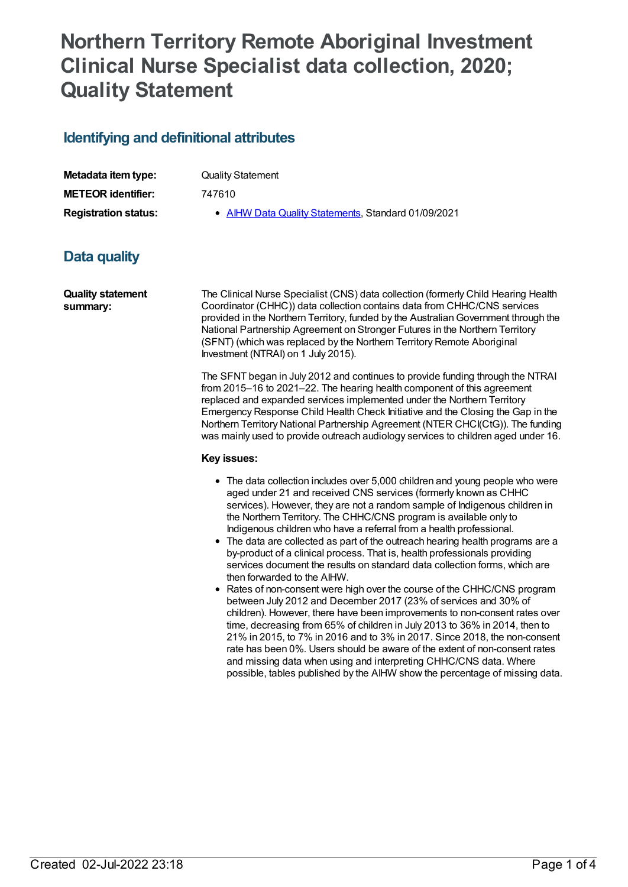# Northern Territory Remote Aboriginal Investment Clinical Nurse Specialist data collection, 2020; Quality Statement

## Identifying and definitional attributes

| | |
|---|---|
| **Metadata item type:** | Quality Statement |
| **METEOR identifier:** | 747610 |
| **Registration status:** | • AIHW Data Quality Statements, Standard 01/09/2021 |

## Data quality

**Quality statement summary:**

The Clinical Nurse Specialist (CNS) data collection (formerly Child Hearing Health Coordinator (CHHC)) data collection contains data from CHHC/CNS services provided in the Northern Territory, funded by the Australian Government through the National Partnership Agreement on Stronger Futures in the Northern Territory (SFNT) (which was replaced by the Northern Territory Remote Aboriginal Investment (NTRAI) on 1 July 2015).

The SFNT began in July 2012 and continues to provide funding through the NTRAI from 2015–16 to 2021–22. The hearing health component of this agreement replaced and expanded services implemented under the Northern Territory Emergency Response Child Health Check Initiative and the Closing the Gap in the Northern Territory National Partnership Agreement (NTER CHCI(CtG)). The funding was mainly used to provide outreach audiology services to children aged under 16.

**Key issues:**

- The data collection includes over 5,000 children and young people who were aged under 21 and received CNS services (formerly known as CHHC services). However, they are not a random sample of Indigenous children in the Northern Territory. The CHHC/CNS program is available only to Indigenous children who have a referral from a health professional.
- The data are collected as part of the outreach hearing health programs are a by-product of a clinical process. That is, health professionals providing services document the results on standard data collection forms, which are then forwarded to the AIHW.
- Rates of non-consent were high over the course of the CHHC/CNS program between July 2012 and December 2017 (23% of services and 30% of children). However, there have been improvements to non-consent rates over time, decreasing from 65% of children in July 2013 to 36% in 2014, then to 21% in 2015, to 7% in 2016 and to 3% in 2017. Since 2018, the non-consent rate has been 0%. Users should be aware of the extent of non-consent rates and missing data when using and interpreting CHHC/CNS data. Where possible, tables published by the AIHW show the percentage of missing data.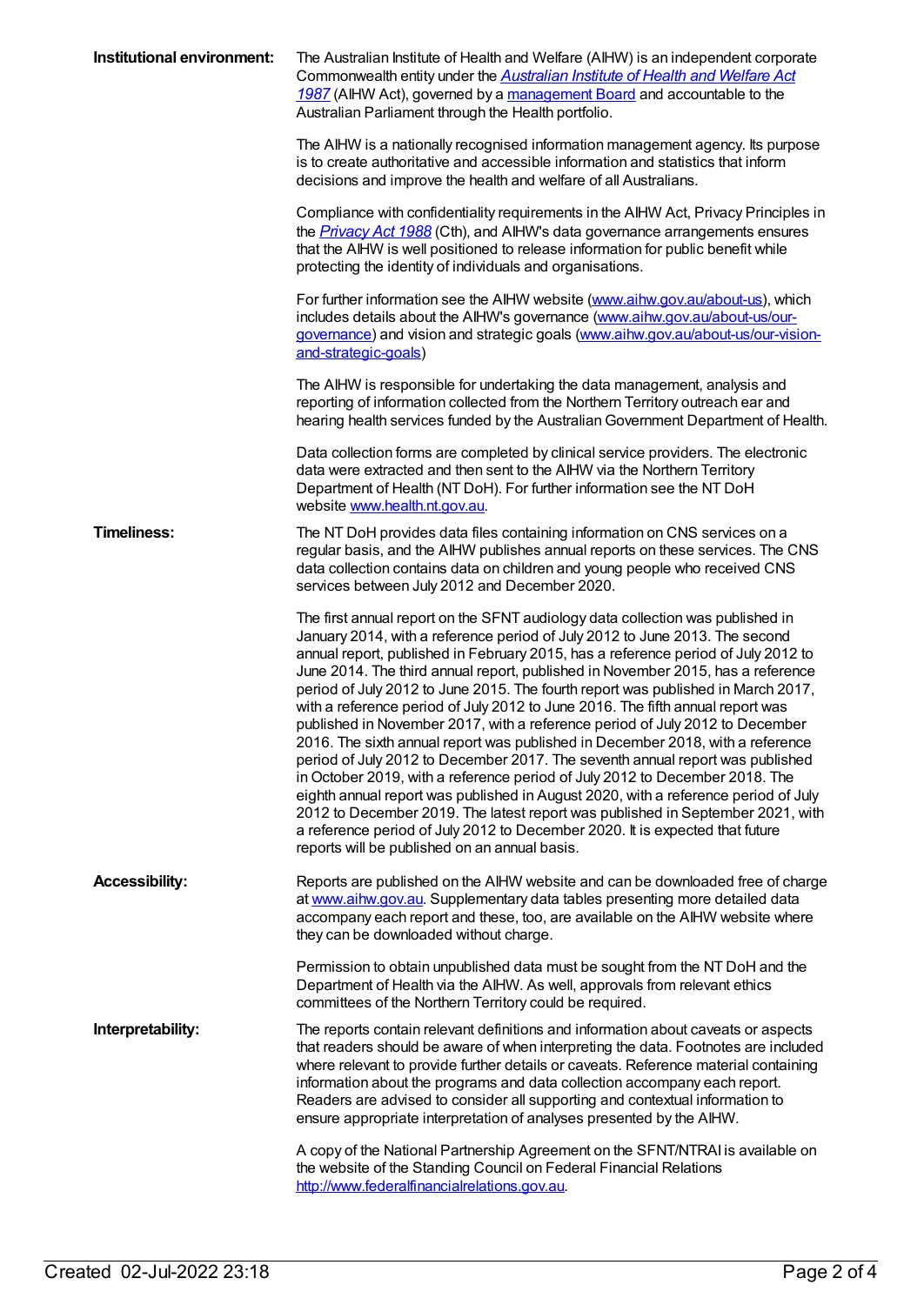**Institutional environment:**

The Australian Institute of Health and Welfare (AIHW) is an independent corporate Commonwealth entity under the [*Australian Institute of Health and Welfare Act 1987*](#) (AIHW Act), governed by a [management Board](#) and accountable to the Australian Parliament through the Health portfolio.

The AIHW is a nationally recognised information management agency. Its purpose is to create authoritative and accessible information and statistics that inform decisions and improve the health and welfare of all Australians.

Compliance with confidentiality requirements in the AIHW Act, Privacy Principles in the [*Privacy Act 1988*](#) (Cth), and AIHW's data governance arrangements ensures that the AIHW is well positioned to release information for public benefit while protecting the identity of individuals and organisations.

For further information see the AIHW website ([www.aihw.gov.au/about-us](http://www.aihw.gov.au/about-us)), which includes details about the AIHW's governance ([www.aihw.gov.au/about-us/our-governance](http://www.aihw.gov.au/about-us/our-governance)) and vision and strategic goals ([www.aihw.gov.au/about-us/our-vision-and-strategic-goals](http://www.aihw.gov.au/about-us/our-vision-and-strategic-goals))

The AIHW is responsible for undertaking the data management, analysis and reporting of information collected from the Northern Territory outreach ear and hearing health services funded by the Australian Government Department of Health.

Data collection forms are completed by clinical service providers. The electronic data were extracted and then sent to the AIHW via the Northern Territory Department of Health (NT DoH). For further information see the NT DoH website [www.health.nt.gov.au](http://www.health.nt.gov.au).

**Timeliness:**

The NT DoH provides data files containing information on CNS services on a regular basis, and the AIHW publishes annual reports on these services. The CNS data collection contains data on children and young people who received CNS services between July 2012 and December 2020.

The first annual report on the SFNT audiology data collection was published in January 2014, with a reference period of July 2012 to June 2013. The second annual report, published in February 2015, has a reference period of July 2012 to June 2014. The third annual report, published in November 2015, has a reference period of July 2012 to June 2015. The fourth report was published in March 2017, with a reference period of July 2012 to June 2016. The fifth annual report was published in November 2017, with a reference period of July 2012 to December 2016. The sixth annual report was published in December 2018, with a reference period of July 2012 to December 2017. The seventh annual report was published in October 2019, with a reference period of July 2012 to December 2018. The eighth annual report was published in August 2020, with a reference period of July 2012 to December 2019. The latest report was published in September 2021, with a reference period of July 2012 to December 2020. It is expected that future reports will be published on an annual basis.

**Accessibility:**

Reports are published on the AIHW website and can be downloaded free of charge at [www.aihw.gov.au](http://www.aihw.gov.au). Supplementary data tables presenting more detailed data accompany each report and these, too, are available on the AIHW website where they can be downloaded without charge.

Permission to obtain unpublished data must be sought from the NT DoH and the Department of Health via the AIHW. As well, approvals from relevant ethics committees of the Northern Territory could be required.

**Interpretability:**

The reports contain relevant definitions and information about caveats or aspects that readers should be aware of when interpreting the data. Footnotes are included where relevant to provide further details or caveats. Reference material containing information about the programs and data collection accompany each report. Readers are advised to consider all supporting and contextual information to ensure appropriate interpretation of analyses presented by the AIHW.

A copy of the National Partnership Agreement on the SFNT/NTRAI is available on the website of the Standing Council on Federal Financial Relations [http://www.federalfinancialrelations.gov.au](http://www.federalfinancialrelations.gov.au).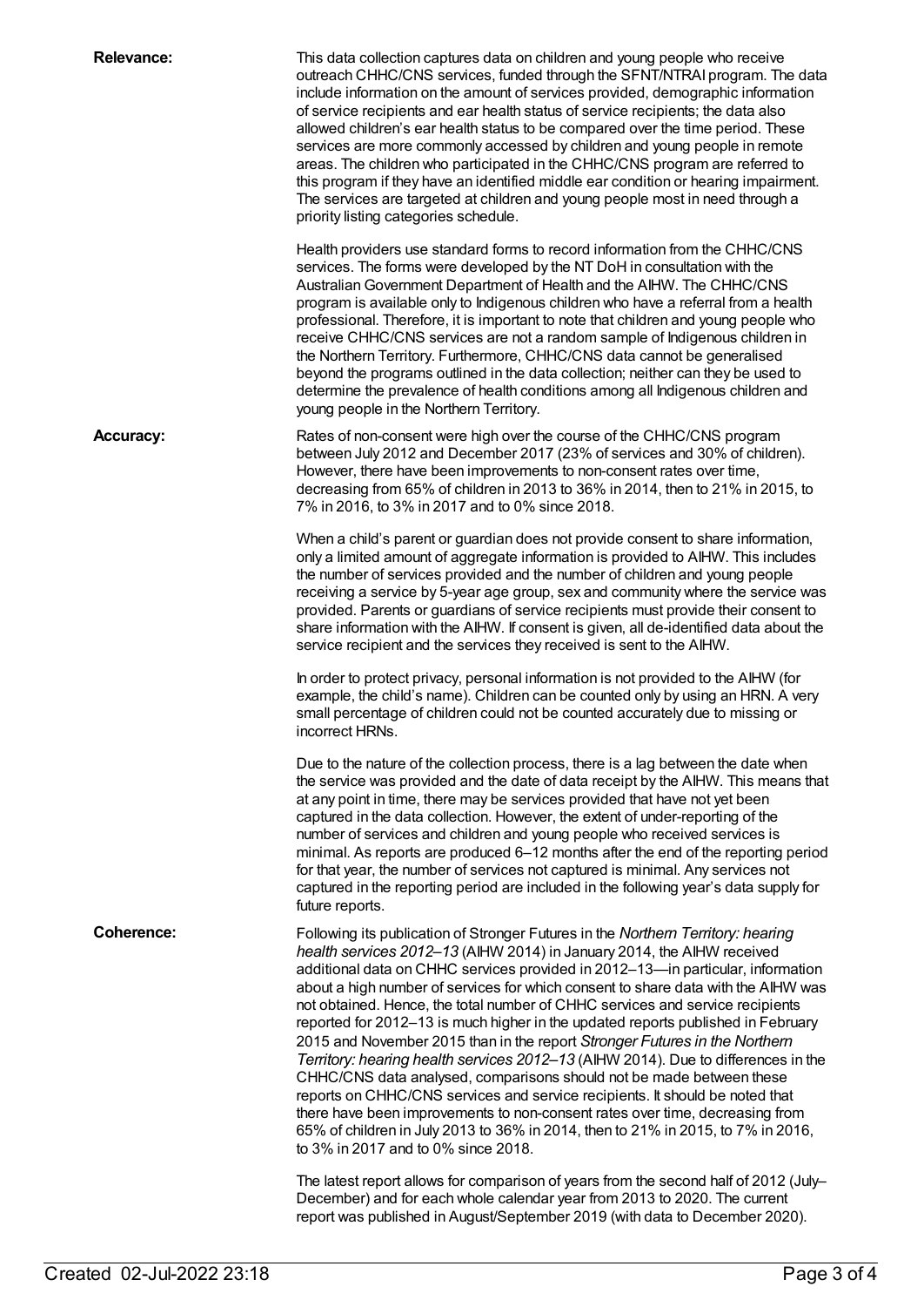**Relevance:**

This data collection captures data on children and young people who receive outreach CHHC/CNS services, funded through the SFNT/NTRAI program. The data include information on the amount of services provided, demographic information of service recipients and ear health status of service recipients; the data also allowed children's ear health status to be compared over the time period. These services are more commonly accessed by children and young people in remote areas. The children who participated in the CHHC/CNS program are referred to this program if they have an identified middle ear condition or hearing impairment. The services are targeted at children and young people most in need through a priority listing categories schedule.

Health providers use standard forms to record information from the CHHC/CNS services. The forms were developed by the NT DoH in consultation with the Australian Government Department of Health and the AIHW. The CHHC/CNS program is available only to Indigenous children who have a referral from a health professional. Therefore, it is important to note that children and young people who receive CHHC/CNS services are not a random sample of Indigenous children in the Northern Territory. Furthermore, CHHC/CNS data cannot be generalised beyond the programs outlined in the data collection; neither can they be used to determine the prevalence of health conditions among all Indigenous children and young people in the Northern Territory.

**Accuracy:**

Rates of non-consent were high over the course of the CHHC/CNS program between July 2012 and December 2017 (23% of services and 30% of children). However, there have been improvements to non-consent rates over time, decreasing from 65% of children in 2013 to 36% in 2014, then to 21% in 2015, to 7% in 2016, to 3% in 2017 and to 0% since 2018.

When a child's parent or guardian does not provide consent to share information, only a limited amount of aggregate information is provided to AIHW. This includes the number of services provided and the number of children and young people receiving a service by 5-year age group, sex and community where the service was provided. Parents or guardians of service recipients must provide their consent to share information with the AIHW. If consent is given, all de-identified data about the service recipient and the services they received is sent to the AIHW.

In order to protect privacy, personal information is not provided to the AIHW (for example, the child's name). Children can be counted only by using an HRN. A very small percentage of children could not be counted accurately due to missing or incorrect HRNs.

Due to the nature of the collection process, there is a lag between the date when the service was provided and the date of data receipt by the AIHW. This means that at any point in time, there may be services provided that have not yet been captured in the data collection. However, the extent of under-reporting of the number of services and children and young people who received services is minimal. As reports are produced 6–12 months after the end of the reporting period for that year, the number of services not captured is minimal. Any services not captured in the reporting period are included in the following year's data supply for future reports.

**Coherence:**

Following its publication of Stronger Futures in the *Northern Territory: hearing health services 2012–13* (AIHW 2014) in January 2014, the AIHW received additional data on CHHC services provided in 2012–13—in particular, information about a high number of services for which consent to share data with the AIHW was not obtained. Hence, the total number of CHHC services and service recipients reported for 2012–13 is much higher in the updated reports published in February 2015 and November 2015 than in the report *Stronger Futures in the Northern Territory: hearing health services 2012–13* (AIHW 2014). Due to differences in the CHHC/CNS data analysed, comparisons should not be made between these reports on CHHC/CNS services and service recipients. It should be noted that there have been improvements to non-consent rates over time, decreasing from 65% of children in July 2013 to 36% in 2014, then to 21% in 2015, to 7% in 2016, to 3% in 2017 and to 0% since 2018.

The latest report allows for comparison of years from the second half of 2012 (July–December) and for each whole calendar year from 2013 to 2020. The current report was published in August/September 2019 (with data to December 2020).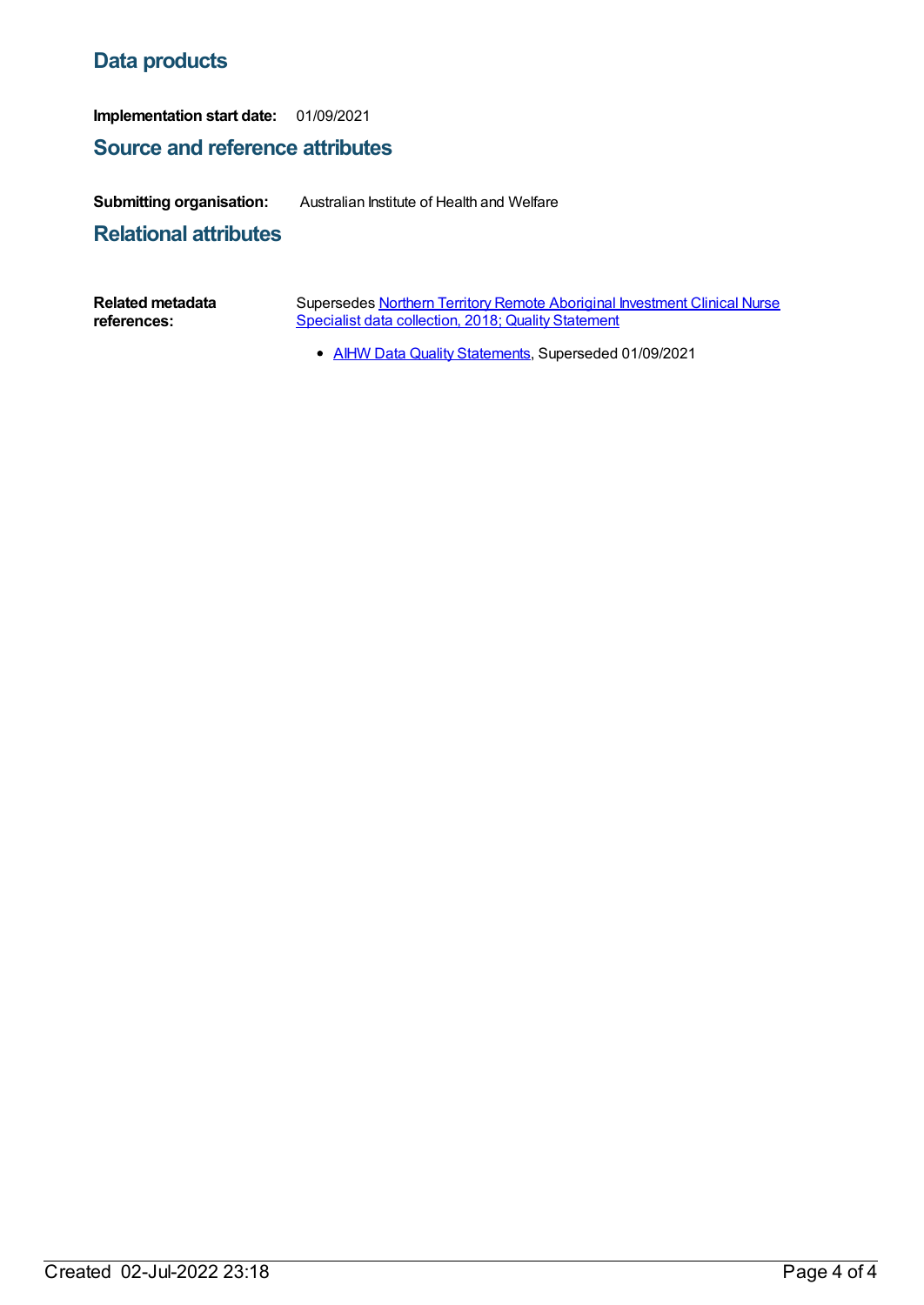## Data products

**Implementation start date:** 01/09/2021

## Source and reference attributes

**Submitting organisation:** Australian Institute of Health and Welfare

## Relational attributes

**Related metadata references:** Supersedes [Northern Territory Remote Aboriginal Investment Clinical Nurse Specialist data collection, 2018; Quality Statement]

- [AIHW Data Quality Statements], Superseded 01/09/2021